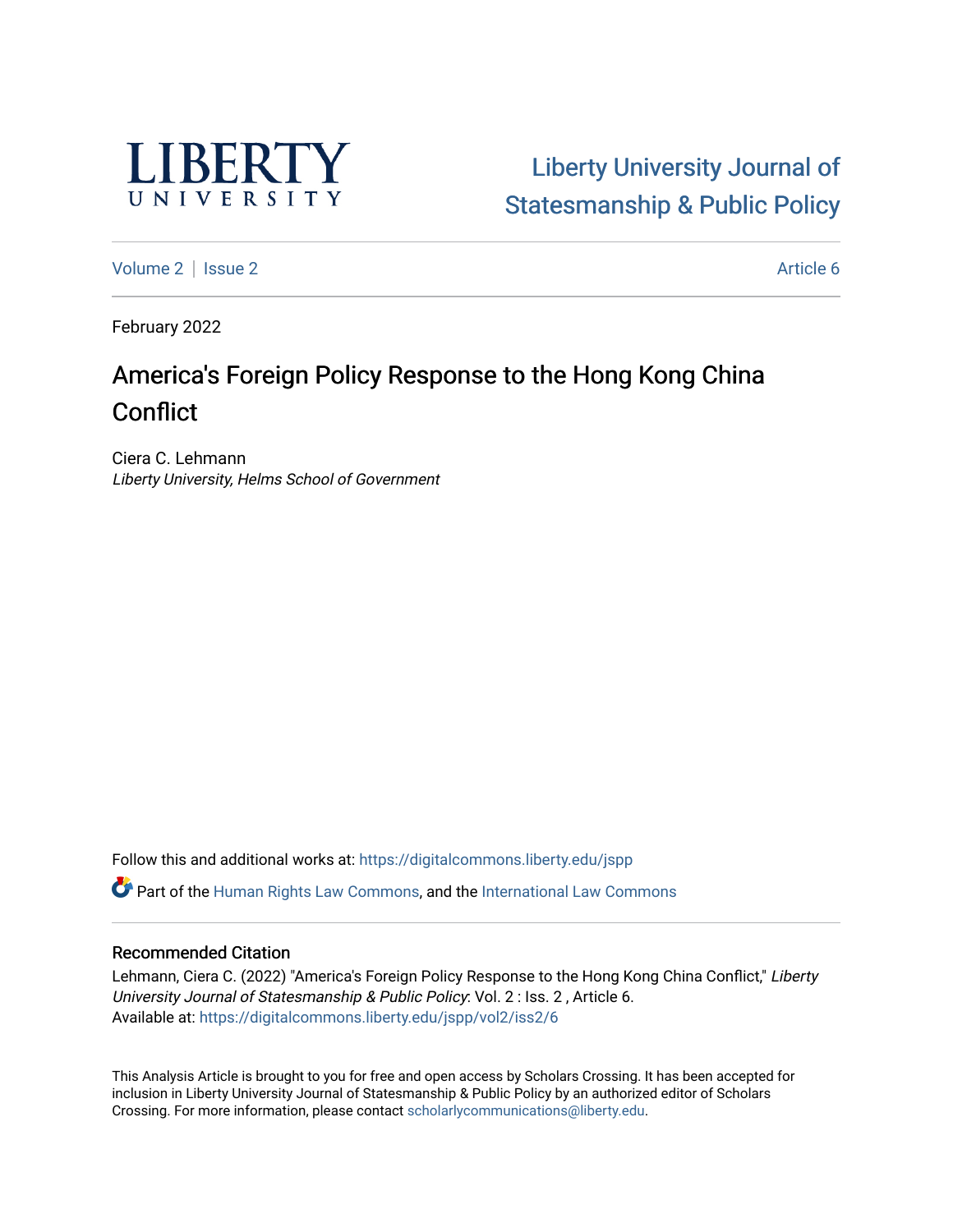LIBERTY UNIVERSITY

Liberty University Journal of Statesmanship & Public Policy

Volume 2 | Issue 2 Article 6

February 2022

# America's Foreign Policy Response to the Hong Kong China Conflict

Ciera C. Lehmann
*Liberty University, Helms School of Government*

Follow this and additional works at: https://digitalcommons.liberty.edu/jspp

Part of the Human Rights Law Commons, and the International Law Commons

## Recommended Citation

Lehmann, Ciera C. (2022) "America's Foreign Policy Response to the Hong Kong China Conflict," *Liberty University Journal of Statesmanship & Public Policy*: Vol. 2 : Iss. 2 , Article 6.
Available at: https://digitalcommons.liberty.edu/jspp/vol2/iss2/6

This Analysis Article is brought to you for free and open access by Scholars Crossing. It has been accepted for inclusion in Liberty University Journal of Statesmanship & Public Policy by an authorized editor of Scholars Crossing. For more information, please contact scholarlycommunications@liberty.edu.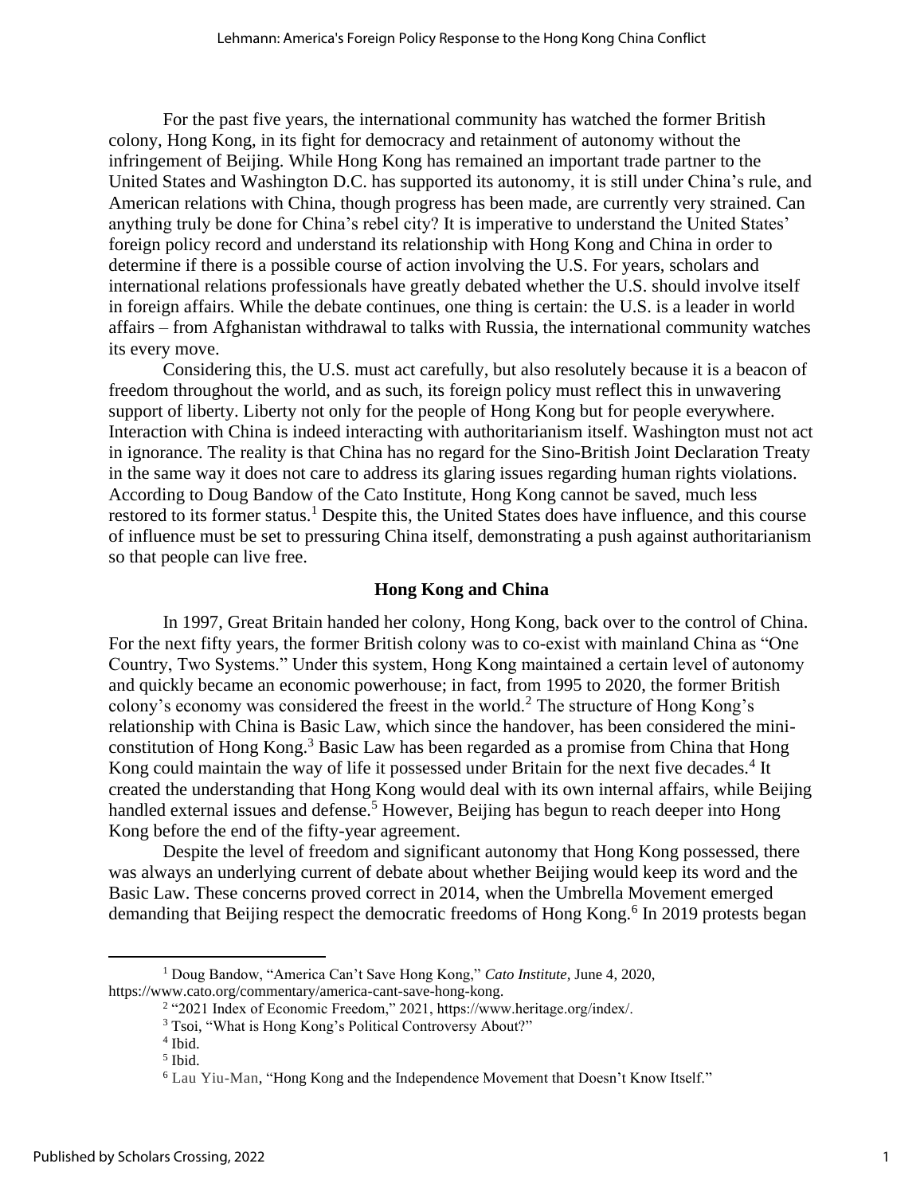For the past five years, the international community has watched the former British colony, Hong Kong, in its fight for democracy and retainment of autonomy without the infringement of Beijing. While Hong Kong has remained an important trade partner to the United States and Washington D.C. has supported its autonomy, it is still under China's rule, and American relations with China, though progress has been made, are currently very strained. Can anything truly be done for China's rebel city? It is imperative to understand the United States' foreign policy record and understand its relationship with Hong Kong and China in order to determine if there is a possible course of action involving the U.S. For years, scholars and international relations professionals have greatly debated whether the U.S. should involve itself in foreign affairs. While the debate continues, one thing is certain: the U.S. is a leader in world affairs – from Afghanistan withdrawal to talks with Russia, the international community watches its every move.

Considering this, the U.S. must act carefully, but also resolutely because it is a beacon of freedom throughout the world, and as such, its foreign policy must reflect this in unwavering support of liberty. Liberty not only for the people of Hong Kong but for people everywhere. Interaction with China is indeed interacting with authoritarianism itself. Washington must not act in ignorance. The reality is that China has no regard for the Sino-British Joint Declaration Treaty in the same way it does not care to address its glaring issues regarding human rights violations. According to Doug Bandow of the Cato Institute, Hong Kong cannot be saved, much less restored to its former status.[1] Despite this, the United States does have influence, and this course of influence must be set to pressuring China itself, demonstrating a push against authoritarianism so that people can live free.

## Hong Kong and China

In 1997, Great Britain handed her colony, Hong Kong, back over to the control of China. For the next fifty years, the former British colony was to co-exist with mainland China as "One Country, Two Systems." Under this system, Hong Kong maintained a certain level of autonomy and quickly became an economic powerhouse; in fact, from 1995 to 2020, the former British colony's economy was considered the freest in the world.[2] The structure of Hong Kong's relationship with China is Basic Law, which since the handover, has been considered the mini-constitution of Hong Kong.[3] Basic Law has been regarded as a promise from China that Hong Kong could maintain the way of life it possessed under Britain for the next five decades.[4] It created the understanding that Hong Kong would deal with its own internal affairs, while Beijing handled external issues and defense.[5] However, Beijing has begun to reach deeper into Hong Kong before the end of the fifty-year agreement.

Despite the level of freedom and significant autonomy that Hong Kong possessed, there was always an underlying current of debate about whether Beijing would keep its word and the Basic Law. These concerns proved correct in 2014, when the Umbrella Movement emerged demanding that Beijing respect the democratic freedoms of Hong Kong.[6] In 2019 protests began

---

[1] Doug Bandow, "America Can't Save Hong Kong," *Cato Institute*, June 4, 2020, https://www.cato.org/commentary/america-cant-save-hong-kong.

[2] "2021 Index of Economic Freedom," 2021, https://www.heritage.org/index/.

[3] Tsoi, "What is Hong Kong's Political Controversy About?"

[4] Ibid.

[5] Ibid.

[6] Lau Yiu-Man, "Hong Kong and the Independence Movement that Doesn't Know Itself."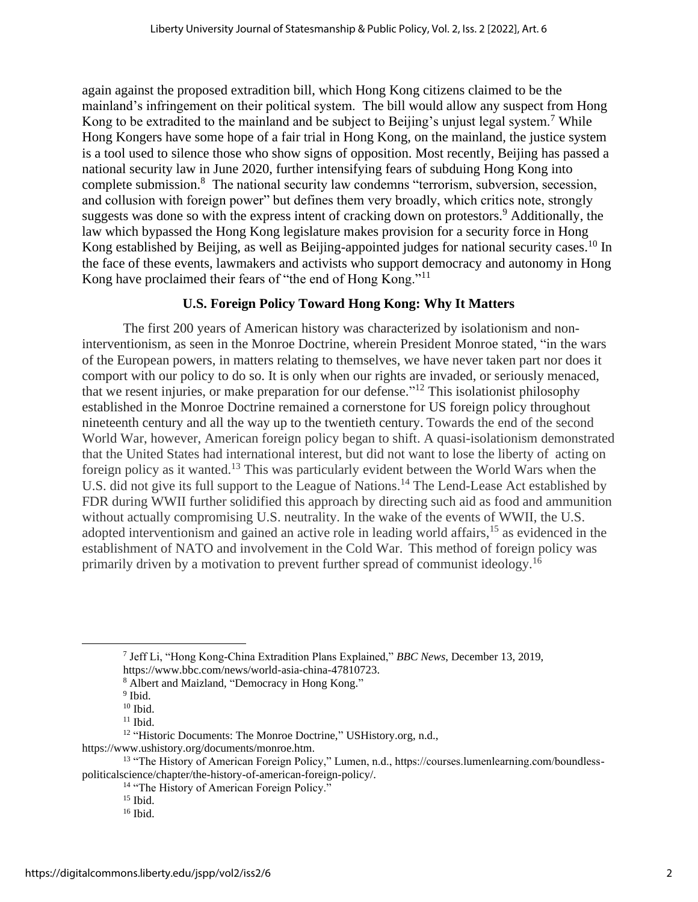again against the proposed extradition bill, which Hong Kong citizens claimed to be the mainland's infringement on their political system. The bill would allow any suspect from Hong Kong to be extradited to the mainland and be subject to Beijing's unjust legal system.[7] While Hong Kongers have some hope of a fair trial in Hong Kong, on the mainland, the justice system is a tool used to silence those who show signs of opposition. Most recently, Beijing has passed a national security law in June 2020, further intensifying fears of subduing Hong Kong into complete submission.[8] The national security law condemns "terrorism, subversion, secession, and collusion with foreign power" but defines them very broadly, which critics note, strongly suggests was done so with the express intent of cracking down on protestors.[9] Additionally, the law which bypassed the Hong Kong legislature makes provision for a security force in Hong Kong established by Beijing, as well as Beijing-appointed judges for national security cases.[10] In the face of these events, lawmakers and activists who support democracy and autonomy in Hong Kong have proclaimed their fears of "the end of Hong Kong."[11]

## U.S. Foreign Policy Toward Hong Kong: Why It Matters

The first 200 years of American history was characterized by isolationism and non-interventionism, as seen in the Monroe Doctrine, wherein President Monroe stated, "in the wars of the European powers, in matters relating to themselves, we have never taken part nor does it comport with our policy to do so. It is only when our rights are invaded, or seriously menaced, that we resent injuries, or make preparation for our defense."[12] This isolationist philosophy established in the Monroe Doctrine remained a cornerstone for US foreign policy throughout nineteenth century and all the way up to the twentieth century. Towards the end of the second World War, however, American foreign policy began to shift. A quasi-isolationism demonstrated that the United States had international interest, but did not want to lose the liberty of acting on foreign policy as it wanted.[13] This was particularly evident between the World Wars when the U.S. did not give its full support to the League of Nations.[14] The Lend-Lease Act established by FDR during WWII further solidified this approach by directing such aid as food and ammunition without actually compromising U.S. neutrality. In the wake of the events of WWII, the U.S. adopted interventionism and gained an active role in leading world affairs,[15] as evidenced in the establishment of NATO and involvement in the Cold War. This method of foreign policy was primarily driven by a motivation to prevent further spread of communist ideology.[16]

---

[7] Jeff Li, "Hong Kong-China Extradition Plans Explained," *BBC News*, December 13, 2019, https://www.bbc.com/news/world-asia-china-47810723.

[8] Albert and Maizland, "Democracy in Hong Kong."

[9] Ibid.

[10] Ibid.

[11] Ibid.

[12] "Historic Documents: The Monroe Doctrine," USHistory.org, n.d., https://www.ushistory.org/documents/monroe.htm.

[13] "The History of American Foreign Policy," Lumen, n.d., https://courses.lumenlearning.com/boundless-politicalscience/chapter/the-history-of-american-foreign-policy/.

[14] "The History of American Foreign Policy."

[15] Ibid.

[16] Ibid.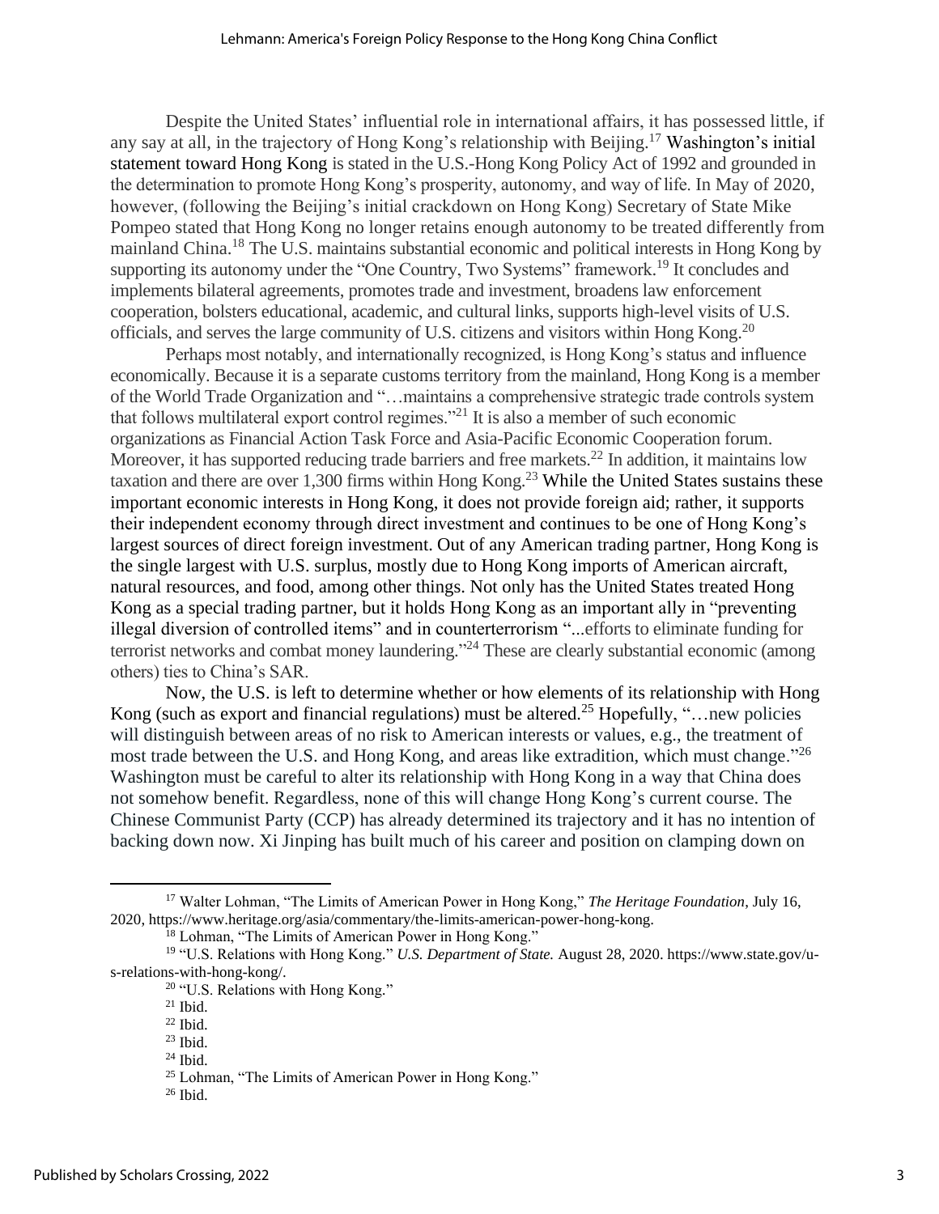Despite the United States' influential role in international affairs, it has possessed little, if any say at all, in the trajectory of Hong Kong's relationship with Beijing.[17] Washington's initial statement toward Hong Kong is stated in the U.S.-Hong Kong Policy Act of 1992 and grounded in the determination to promote Hong Kong's prosperity, autonomy, and way of life. In May of 2020, however, (following the Beijing's initial crackdown on Hong Kong) Secretary of State Mike Pompeo stated that Hong Kong no longer retains enough autonomy to be treated differently from mainland China.[18] The U.S. maintains substantial economic and political interests in Hong Kong by supporting its autonomy under the "One Country, Two Systems" framework.[19] It concludes and implements bilateral agreements, promotes trade and investment, broadens law enforcement cooperation, bolsters educational, academic, and cultural links, supports high-level visits of U.S. officials, and serves the large community of U.S. citizens and visitors within Hong Kong.[20]

Perhaps most notably, and internationally recognized, is Hong Kong's status and influence economically. Because it is a separate customs territory from the mainland, Hong Kong is a member of the World Trade Organization and "…maintains a comprehensive strategic trade controls system that follows multilateral export control regimes."[21] It is also a member of such economic organizations as Financial Action Task Force and Asia-Pacific Economic Cooperation forum. Moreover, it has supported reducing trade barriers and free markets.[22] In addition, it maintains low taxation and there are over 1,300 firms within Hong Kong.[23] While the United States sustains these important economic interests in Hong Kong, it does not provide foreign aid; rather, it supports their independent economy through direct investment and continues to be one of Hong Kong's largest sources of direct foreign investment. Out of any American trading partner, Hong Kong is the single largest with U.S. surplus, mostly due to Hong Kong imports of American aircraft, natural resources, and food, among other things. Not only has the United States treated Hong Kong as a special trading partner, but it holds Hong Kong as an important ally in "preventing illegal diversion of controlled items" and in counterterrorism "...efforts to eliminate funding for terrorist networks and combat money laundering."[24] These are clearly substantial economic (among others) ties to China's SAR.

Now, the U.S. is left to determine whether or how elements of its relationship with Hong Kong (such as export and financial regulations) must be altered.[25] Hopefully, "…new policies will distinguish between areas of no risk to American interests or values, e.g., the treatment of most trade between the U.S. and Hong Kong, and areas like extradition, which must change."[26] Washington must be careful to alter its relationship with Hong Kong in a way that China does not somehow benefit. Regardless, none of this will change Hong Kong's current course. The Chinese Communist Party (CCP) has already determined its trajectory and it has no intention of backing down now. Xi Jinping has built much of his career and position on clamping down on

---

[17] Walter Lohman, "The Limits of American Power in Hong Kong," *The Heritage Foundation*, July 16, 2020, https://www.heritage.org/asia/commentary/the-limits-american-power-hong-kong.

[18] Lohman, "The Limits of American Power in Hong Kong."

[19] "U.S. Relations with Hong Kong." *U.S. Department of State.* August 28, 2020. https://www.state.gov/u-s-relations-with-hong-kong/.

[20] "U.S. Relations with Hong Kong."

[21] Ibid.

[22] Ibid.

[23] Ibid.

[24] Ibid.

[25] Lohman, "The Limits of American Power in Hong Kong."

[26] Ibid.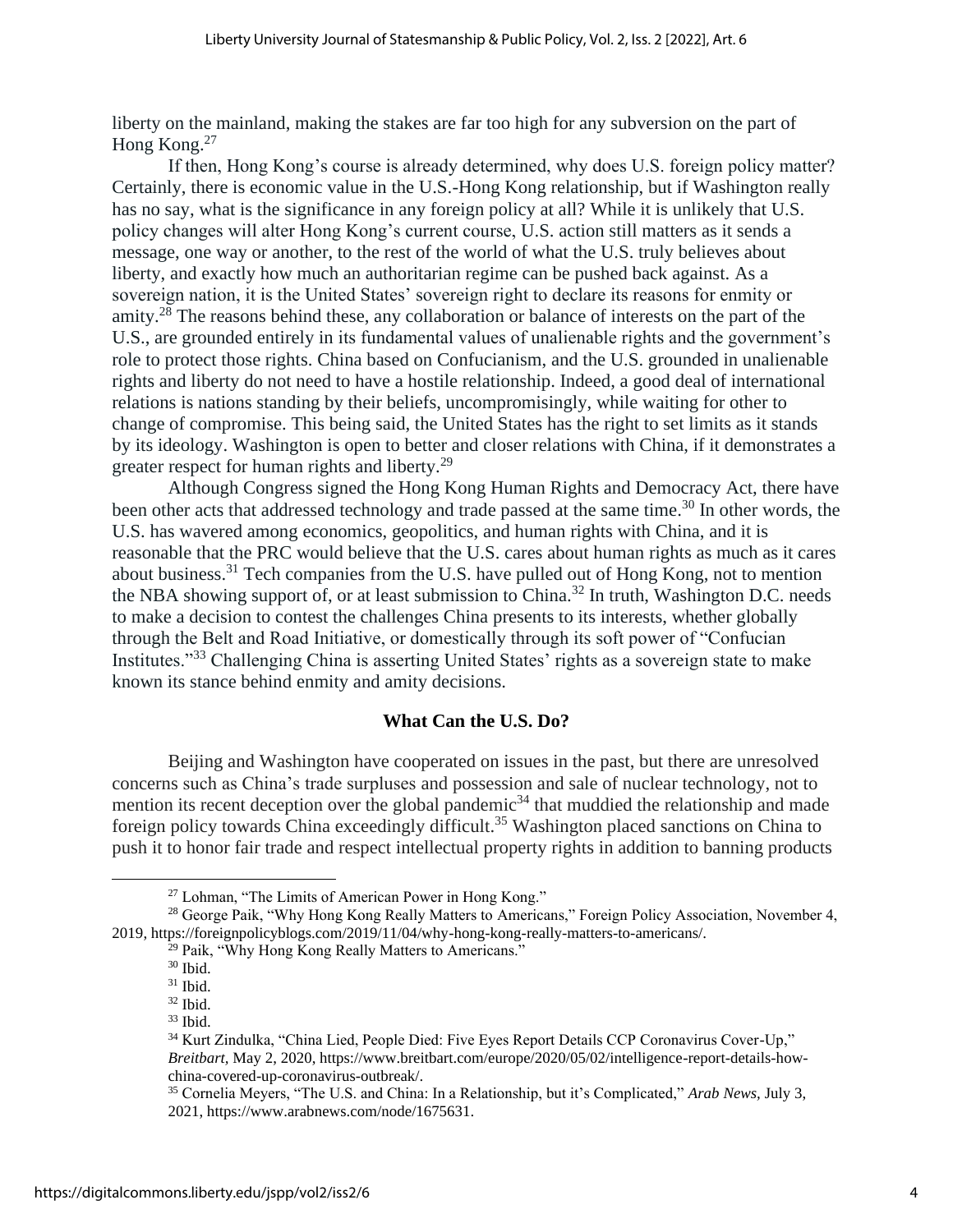liberty on the mainland, making the stakes are far too high for any subversion on the part of Hong Kong.[27]

If then, Hong Kong's course is already determined, why does U.S. foreign policy matter? Certainly, there is economic value in the U.S.-Hong Kong relationship, but if Washington really has no say, what is the significance in any foreign policy at all? While it is unlikely that U.S. policy changes will alter Hong Kong's current course, U.S. action still matters as it sends a message, one way or another, to the rest of the world of what the U.S. truly believes about liberty, and exactly how much an authoritarian regime can be pushed back against. As a sovereign nation, it is the United States' sovereign right to declare its reasons for enmity or amity.[28] The reasons behind these, any collaboration or balance of interests on the part of the U.S., are grounded entirely in its fundamental values of unalienable rights and the government's role to protect those rights. China based on Confucianism, and the U.S. grounded in unalienable rights and liberty do not need to have a hostile relationship. Indeed, a good deal of international relations is nations standing by their beliefs, uncompromisingly, while waiting for other to change of compromise. This being said, the United States has the right to set limits as it stands by its ideology. Washington is open to better and closer relations with China, if it demonstrates a greater respect for human rights and liberty.[29]

Although Congress signed the Hong Kong Human Rights and Democracy Act, there have been other acts that addressed technology and trade passed at the same time.[30] In other words, the U.S. has wavered among economics, geopolitics, and human rights with China, and it is reasonable that the PRC would believe that the U.S. cares about human rights as much as it cares about business.[31] Tech companies from the U.S. have pulled out of Hong Kong, not to mention the NBA showing support of, or at least submission to China.[32] In truth, Washington D.C. needs to make a decision to contest the challenges China presents to its interests, whether globally through the Belt and Road Initiative, or domestically through its soft power of "Confucian Institutes."[33] Challenging China is asserting United States' rights as a sovereign state to make known its stance behind enmity and amity decisions.

## What Can the U.S. Do?

Beijing and Washington have cooperated on issues in the past, but there are unresolved concerns such as China's trade surpluses and possession and sale of nuclear technology, not to mention its recent deception over the global pandemic[34] that muddied the relationship and made foreign policy towards China exceedingly difficult.[35] Washington placed sanctions on China to push it to honor fair trade and respect intellectual property rights in addition to banning products

---

[27] Lohman, "The Limits of American Power in Hong Kong."

[28] George Paik, "Why Hong Kong Really Matters to Americans," Foreign Policy Association, November 4, 2019, https://foreignpolicyblogs.com/2019/11/04/why-hong-kong-really-matters-to-americans/.

[29] Paik, "Why Hong Kong Really Matters to Americans."

[30] Ibid.

[31] Ibid.

[32] Ibid.

[33] Ibid.

[34] Kurt Zindulka, "China Lied, People Died: Five Eyes Report Details CCP Coronavirus Cover-Up," *Breitbart,* May 2, 2020, https://www.breitbart.com/europe/2020/05/02/intelligence-report-details-how-china-covered-up-coronavirus-outbreak/.

[35] Cornelia Meyers, "The U.S. and China: In a Relationship, but it's Complicated," *Arab News,* July 3, 2021, https://www.arabnews.com/node/1675631.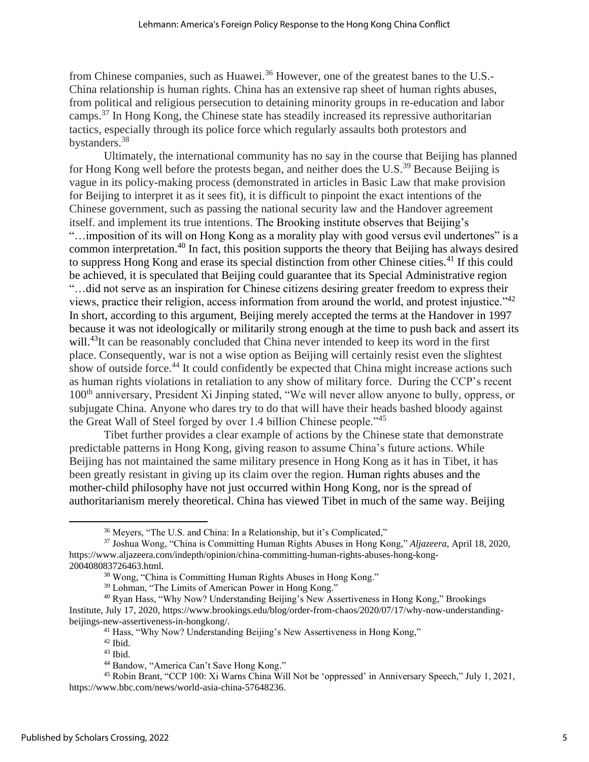from Chinese companies, such as Huawei.[36] However, one of the greatest banes to the U.S.-China relationship is human rights. China has an extensive rap sheet of human rights abuses, from political and religious persecution to detaining minority groups in re-education and labor camps.[37] In Hong Kong, the Chinese state has steadily increased its repressive authoritarian tactics, especially through its police force which regularly assaults both protestors and bystanders.[38]

Ultimately, the international community has no say in the course that Beijing has planned for Hong Kong well before the protests began, and neither does the U.S.[39] Because Beijing is vague in its policy-making process (demonstrated in articles in Basic Law that make provision for Beijing to interpret it as it sees fit), it is difficult to pinpoint the exact intentions of the Chinese government, such as passing the national security law and the Handover agreement itself. and implement its true intentions. The Brooking institute observes that Beijing's "…imposition of its will on Hong Kong as a morality play with good versus evil undertones" is a common interpretation.[40] In fact, this position supports the theory that Beijing has always desired to suppress Hong Kong and erase its special distinction from other Chinese cities.[41] If this could be achieved, it is speculated that Beijing could guarantee that its Special Administrative region "…did not serve as an inspiration for Chinese citizens desiring greater freedom to express their views, practice their religion, access information from around the world, and protest injustice."[42] In short, according to this argument, Beijing merely accepted the terms at the Handover in 1997 because it was not ideologically or militarily strong enough at the time to push back and assert its will.[43]It can be reasonably concluded that China never intended to keep its word in the first place. Consequently, war is not a wise option as Beijing will certainly resist even the slightest show of outside force.[44] It could confidently be expected that China might increase actions such as human rights violations in retaliation to any show of military force. During the CCP's recent 100th anniversary, President Xi Jinping stated, "We will never allow anyone to bully, oppress, or subjugate China. Anyone who dares try to do that will have their heads bashed bloody against the Great Wall of Steel forged by over 1.4 billion Chinese people."[45]

Tibet further provides a clear example of actions by the Chinese state that demonstrate predictable patterns in Hong Kong, giving reason to assume China's future actions. While Beijing has not maintained the same military presence in Hong Kong as it has in Tibet, it has been greatly resistant in giving up its claim over the region. Human rights abuses and the mother-child philosophy have not just occurred within Hong Kong, nor is the spread of authoritarianism merely theoretical. China has viewed Tibet in much of the same way. Beijing

---

[36] Meyers, "The U.S. and China: In a Relationship, but it's Complicated,"

[37] Joshua Wong, "China is Committing Human Rights Abuses in Hong Kong," *Aljazeera*, April 18, 2020, https://www.aljazeera.com/indepth/opinion/china-committing-human-rights-abuses-hong-kong-200408083726463.html.

[38] Wong, "China is Committing Human Rights Abuses in Hong Kong."

[39] Lohman, "The Limits of American Power in Hong Kong."

[40] Ryan Hass, "Why Now? Understanding Beijing's New Assertiveness in Hong Kong," Brookings Institute, July 17, 2020, https://www.brookings.edu/blog/order-from-chaos/2020/07/17/why-now-understanding-beijings-new-assertiveness-in-hongkong/.

[41] Hass, "Why Now? Understanding Beijing's New Assertiveness in Hong Kong,"

[42] Ibid.

[43] Ibid.

[44] Bandow, "America Can't Save Hong Kong."

[45] Robin Brant, "CCP 100: Xi Warns China Will Not be 'oppressed' in Anniversary Speech," July 1, 2021, https://www.bbc.com/news/world-asia-china-57648236.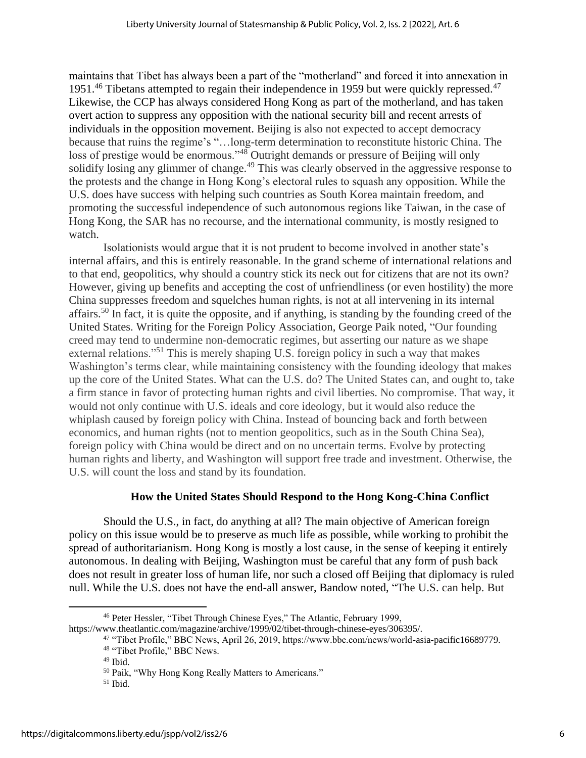maintains that Tibet has always been a part of the "motherland" and forced it into annexation in 1951.[46] Tibetans attempted to regain their independence in 1959 but were quickly repressed.[47] Likewise, the CCP has always considered Hong Kong as part of the motherland, and has taken overt action to suppress any opposition with the national security bill and recent arrests of individuals in the opposition movement. Beijing is also not expected to accept democracy because that ruins the regime's "…long-term determination to reconstitute historic China. The loss of prestige would be enormous."[48] Outright demands or pressure of Beijing will only solidify losing any glimmer of change.[49] This was clearly observed in the aggressive response to the protests and the change in Hong Kong's electoral rules to squash any opposition. While the U.S. does have success with helping such countries as South Korea maintain freedom, and promoting the successful independence of such autonomous regions like Taiwan, in the case of Hong Kong, the SAR has no recourse, and the international community, is mostly resigned to watch.

Isolationists would argue that it is not prudent to become involved in another state's internal affairs, and this is entirely reasonable. In the grand scheme of international relations and to that end, geopolitics, why should a country stick its neck out for citizens that are not its own? However, giving up benefits and accepting the cost of unfriendliness (or even hostility) the more China suppresses freedom and squelches human rights, is not at all intervening in its internal affairs.[50] In fact, it is quite the opposite, and if anything, is standing by the founding creed of the United States. Writing for the Foreign Policy Association, George Paik noted, "Our founding creed may tend to undermine non-democratic regimes, but asserting our nature as we shape external relations."[51] This is merely shaping U.S. foreign policy in such a way that makes Washington's terms clear, while maintaining consistency with the founding ideology that makes up the core of the United States. What can the U.S. do? The United States can, and ought to, take a firm stance in favor of protecting human rights and civil liberties. No compromise. That way, it would not only continue with U.S. ideals and core ideology, but it would also reduce the whiplash caused by foreign policy with China. Instead of bouncing back and forth between economics, and human rights (not to mention geopolitics, such as in the South China Sea), foreign policy with China would be direct and on no uncertain terms. Evolve by protecting human rights and liberty, and Washington will support free trade and investment. Otherwise, the U.S. will count the loss and stand by its foundation.

## How the United States Should Respond to the Hong Kong-China Conflict

Should the U.S., in fact, do anything at all? The main objective of American foreign policy on this issue would be to preserve as much life as possible, while working to prohibit the spread of authoritarianism. Hong Kong is mostly a lost cause, in the sense of keeping it entirely autonomous. In dealing with Beijing, Washington must be careful that any form of push back does not result in greater loss of human life, nor such a closed off Beijing that diplomacy is ruled null. While the U.S. does not have the end-all answer, Bandow noted, "The U.S. can help. But

---

[46] Peter Hessler, "Tibet Through Chinese Eyes," The Atlantic, February 1999, https://www.theatlantic.com/magazine/archive/1999/02/tibet-through-chinese-eyes/306395/.

[47] "Tibet Profile," BBC News, April 26, 2019, https://www.bbc.com/news/world-asia-pacific16689779.

[48] "Tibet Profile," BBC News.

[49] Ibid.

[50] Paik, "Why Hong Kong Really Matters to Americans."

[51] Ibid.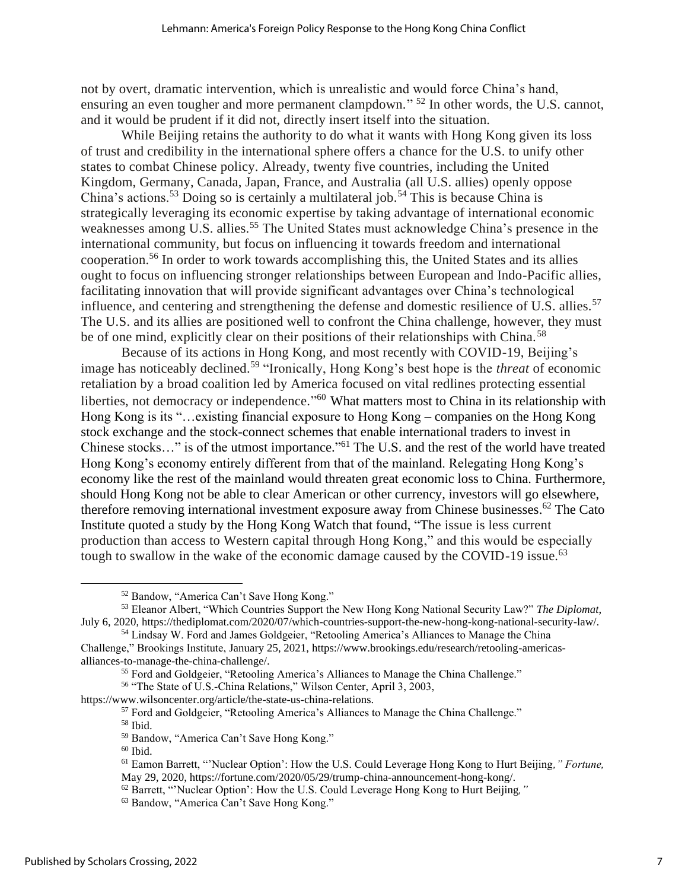not by overt, dramatic intervention, which is unrealistic and would force China's hand, ensuring an even tougher and more permanent clampdown." [52] In other words, the U.S. cannot, and it would be prudent if it did not, directly insert itself into the situation.

While Beijing retains the authority to do what it wants with Hong Kong given its loss of trust and credibility in the international sphere offers a chance for the U.S. to unify other states to combat Chinese policy. Already, twenty five countries, including the United Kingdom, Germany, Canada, Japan, France, and Australia (all U.S. allies) openly oppose China's actions.[53] Doing so is certainly a multilateral job.[54] This is because China is strategically leveraging its economic expertise by taking advantage of international economic weaknesses among U.S. allies.[55] The United States must acknowledge China's presence in the international community, but focus on influencing it towards freedom and international cooperation.[56] In order to work towards accomplishing this, the United States and its allies ought to focus on influencing stronger relationships between European and Indo-Pacific allies, facilitating innovation that will provide significant advantages over China's technological influence, and centering and strengthening the defense and domestic resilience of U.S. allies.[57] The U.S. and its allies are positioned well to confront the China challenge, however, they must be of one mind, explicitly clear on their positions of their relationships with China.[58]

Because of its actions in Hong Kong, and most recently with COVID-19, Beijing's image has noticeably declined.[59] "Ironically, Hong Kong's best hope is the *threat* of economic retaliation by a broad coalition led by America focused on vital redlines protecting essential liberties, not democracy or independence."[60] What matters most to China in its relationship with Hong Kong is its "…existing financial exposure to Hong Kong – companies on the Hong Kong stock exchange and the stock-connect schemes that enable international traders to invest in Chinese stocks…" is of the utmost importance."[61] The U.S. and the rest of the world have treated Hong Kong's economy entirely different from that of the mainland. Relegating Hong Kong's economy like the rest of the mainland would threaten great economic loss to China. Furthermore, should Hong Kong not be able to clear American or other currency, investors will go elsewhere, therefore removing international investment exposure away from Chinese businesses.[62] The Cato Institute quoted a study by the Hong Kong Watch that found, "The issue is less current production than access to Western capital through Hong Kong," and this would be especially tough to swallow in the wake of the economic damage caused by the COVID-19 issue.[63]

---

[52] Bandow, "America Can't Save Hong Kong."

[53] Eleanor Albert, "Which Countries Support the New Hong Kong National Security Law?" *The Diplomat*, July 6, 2020, https://thediplomat.com/2020/07/which-countries-support-the-new-hong-kong-national-security-law/.

[54] Lindsay W. Ford and James Goldgeier, "Retooling America's Alliances to Manage the China Challenge," Brookings Institute, January 25, 2021, https://www.brookings.edu/research/retooling-americas-alliances-to-manage-the-china-challenge/.

[55] Ford and Goldgeier, "Retooling America's Alliances to Manage the China Challenge."

[56] "The State of U.S.-China Relations," Wilson Center, April 3, 2003, https://www.wilsoncenter.org/article/the-state-us-china-relations.

[57] Ford and Goldgeier, "Retooling America's Alliances to Manage the China Challenge."

[58] Ibid.

[59] Bandow, "America Can't Save Hong Kong."

[60] Ibid.

[61] Eamon Barrett, "'Nuclear Option': How the U.S. Could Leverage Hong Kong to Hurt Beijing*," Fortune,* May 29, 2020, https://fortune.com/2020/05/29/trump-china-announcement-hong-kong/.

[62] Barrett, "'Nuclear Option': How the U.S. Could Leverage Hong Kong to Hurt Beijing*,"*

[63] Bandow, "America Can't Save Hong Kong."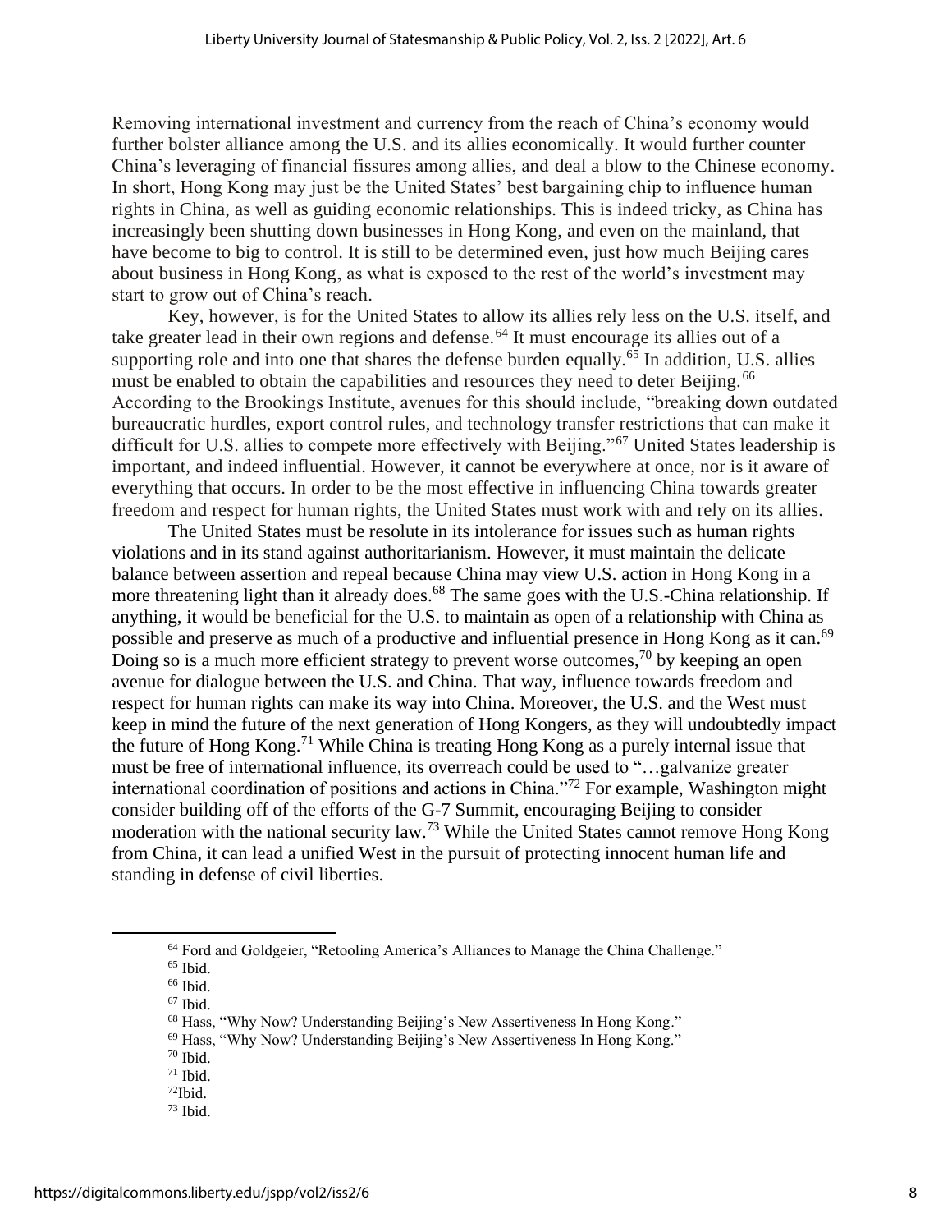Removing international investment and currency from the reach of China's economy would further bolster alliance among the U.S. and its allies economically. It would further counter China's leveraging of financial fissures among allies, and deal a blow to the Chinese economy. In short, Hong Kong may just be the United States' best bargaining chip to influence human rights in China, as well as guiding economic relationships. This is indeed tricky, as China has increasingly been shutting down businesses in Hong Kong, and even on the mainland, that have become to big to control. It is still to be determined even, just how much Beijing cares about business in Hong Kong, as what is exposed to the rest of the world's investment may start to grow out of China's reach.

Key, however, is for the United States to allow its allies rely less on the U.S. itself, and take greater lead in their own regions and defense.[64] It must encourage its allies out of a supporting role and into one that shares the defense burden equally.[65] In addition, U.S. allies must be enabled to obtain the capabilities and resources they need to deter Beijing.[66] According to the Brookings Institute, avenues for this should include, "breaking down outdated bureaucratic hurdles, export control rules, and technology transfer restrictions that can make it difficult for U.S. allies to compete more effectively with Beijing."[67] United States leadership is important, and indeed influential. However, it cannot be everywhere at once, nor is it aware of everything that occurs. In order to be the most effective in influencing China towards greater freedom and respect for human rights, the United States must work with and rely on its allies.

The United States must be resolute in its intolerance for issues such as human rights violations and in its stand against authoritarianism. However, it must maintain the delicate balance between assertion and repeal because China may view U.S. action in Hong Kong in a more threatening light than it already does.[68] The same goes with the U.S.-China relationship. If anything, it would be beneficial for the U.S. to maintain as open of a relationship with China as possible and preserve as much of a productive and influential presence in Hong Kong as it can.[69] Doing so is a much more efficient strategy to prevent worse outcomes,[70] by keeping an open avenue for dialogue between the U.S. and China. That way, influence towards freedom and respect for human rights can make its way into China. Moreover, the U.S. and the West must keep in mind the future of the next generation of Hong Kongers, as they will undoubtedly impact the future of Hong Kong.[71] While China is treating Hong Kong as a purely internal issue that must be free of international influence, its overreach could be used to "…galvanize greater international coordination of positions and actions in China."[72] For example, Washington might consider building off of the efforts of the G-7 Summit, encouraging Beijing to consider moderation with the national security law.[73] While the United States cannot remove Hong Kong from China, it can lead a unified West in the pursuit of protecting innocent human life and standing in defense of civil liberties.

---

[64] Ford and Goldgeier, "Retooling America's Alliances to Manage the China Challenge."

[65] Ibid.

[66] Ibid.

[67] Ibid.

[68] Hass, "Why Now? Understanding Beijing's New Assertiveness In Hong Kong."

[69] Hass, "Why Now? Understanding Beijing's New Assertiveness In Hong Kong."

[70] Ibid.

[71] Ibid.

[72] Ibid.

[73] Ibid.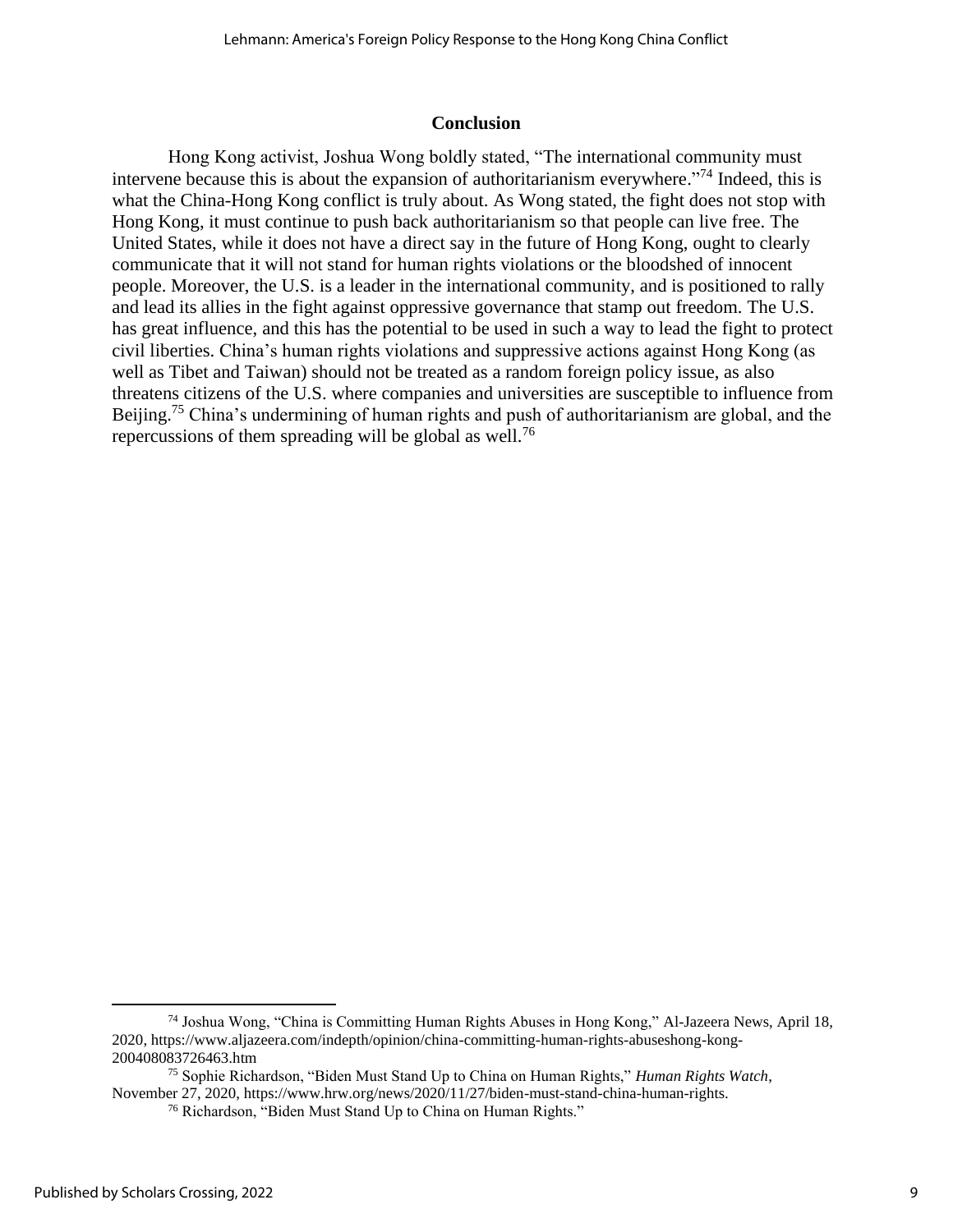## Conclusion

Hong Kong activist, Joshua Wong boldly stated, "The international community must intervene because this is about the expansion of authoritarianism everywhere."[74] Indeed, this is what the China-Hong Kong conflict is truly about. As Wong stated, the fight does not stop with Hong Kong, it must continue to push back authoritarianism so that people can live free. The United States, while it does not have a direct say in the future of Hong Kong, ought to clearly communicate that it will not stand for human rights violations or the bloodshed of innocent people. Moreover, the U.S. is a leader in the international community, and is positioned to rally and lead its allies in the fight against oppressive governance that stamp out freedom. The U.S. has great influence, and this has the potential to be used in such a way to lead the fight to protect civil liberties. China's human rights violations and suppressive actions against Hong Kong (as well as Tibet and Taiwan) should not be treated as a random foreign policy issue, as also threatens citizens of the U.S. where companies and universities are susceptible to influence from Beijing.[75] China's undermining of human rights and push of authoritarianism are global, and the repercussions of them spreading will be global as well.[76]

---

[74] Joshua Wong, "China is Committing Human Rights Abuses in Hong Kong," Al-Jazeera News, April 18, 2020, https://www.aljazeera.com/indepth/opinion/china-committing-human-rights-abuseshong-kong-200408083726463.htm

[75] Sophie Richardson, "Biden Must Stand Up to China on Human Rights," *Human Rights Watch*, November 27, 2020, https://www.hrw.org/news/2020/11/27/biden-must-stand-china-human-rights.

[76] Richardson, "Biden Must Stand Up to China on Human Rights."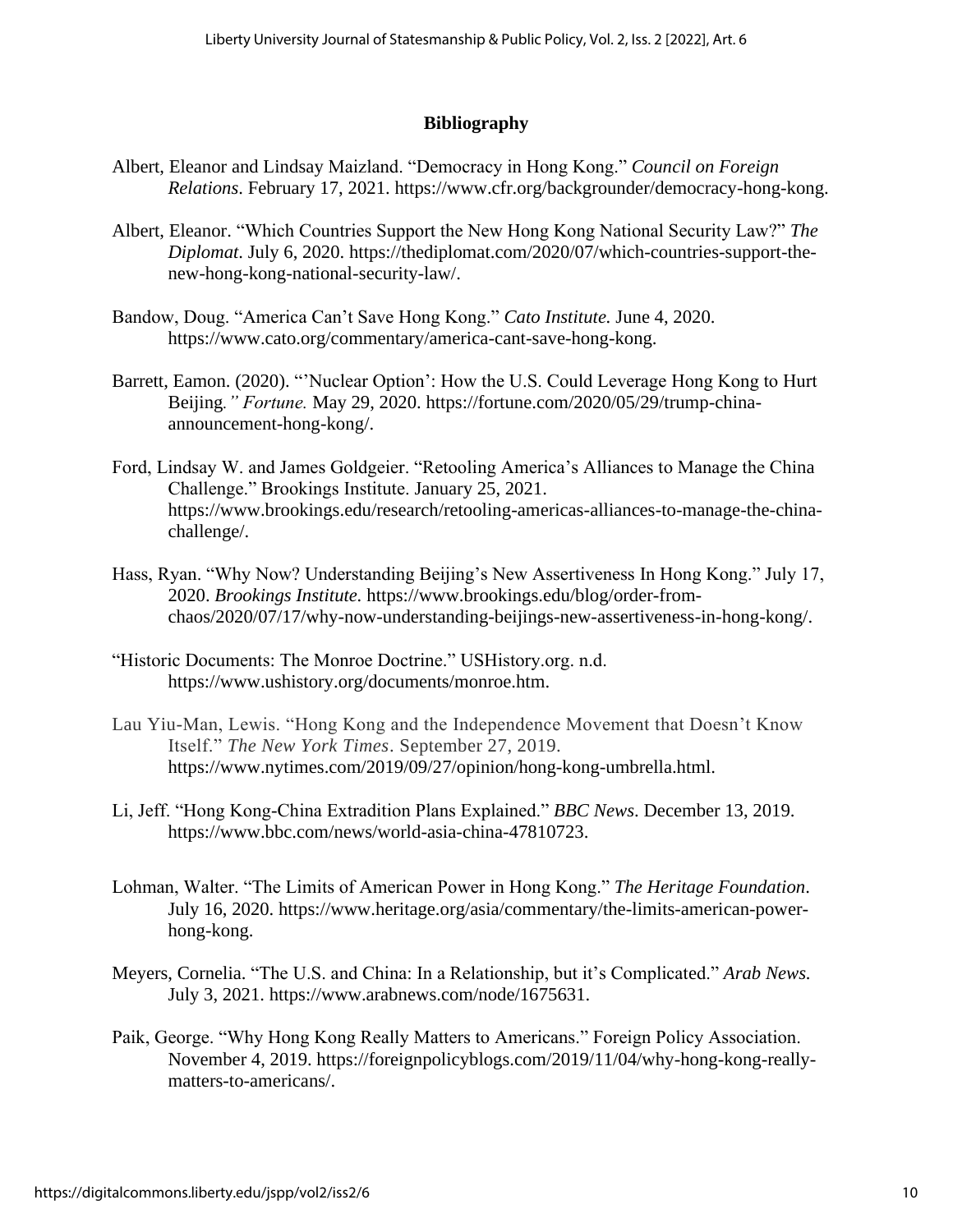## Bibliography

Albert, Eleanor and Lindsay Maizland. "Democracy in Hong Kong." *Council on Foreign Relations*. February 17, 2021. https://www.cfr.org/backgrounder/democracy-hong-kong.

Albert, Eleanor. "Which Countries Support the New Hong Kong National Security Law?" *The Diplomat*. July 6, 2020. https://thediplomat.com/2020/07/which-countries-support-the-new-hong-kong-national-security-law/.

Bandow, Doug. "America Can't Save Hong Kong." *Cato Institute.* June 4, 2020. https://www.cato.org/commentary/america-cant-save-hong-kong.

Barrett, Eamon. (2020). "'Nuclear Option': How the U.S. Could Leverage Hong Kong to Hurt Beijing*." Fortune.* May 29, 2020. https://fortune.com/2020/05/29/trump-china-announcement-hong-kong/.

Ford, Lindsay W. and James Goldgeier. "Retooling America's Alliances to Manage the China Challenge." Brookings Institute. January 25, 2021. https://www.brookings.edu/research/retooling-americas-alliances-to-manage-the-china-challenge/.

Hass, Ryan. "Why Now? Understanding Beijing's New Assertiveness In Hong Kong." July 17, 2020. *Brookings Institute.* https://www.brookings.edu/blog/order-from-chaos/2020/07/17/why-now-understanding-beijings-new-assertiveness-in-hong-kong/.

"Historic Documents: The Monroe Doctrine." USHistory.org. n.d. https://www.ushistory.org/documents/monroe.htm.

Lau Yiu-Man, Lewis. "Hong Kong and the Independence Movement that Doesn't Know Itself." *The New York Times*. September 27, 2019. https://www.nytimes.com/2019/09/27/opinion/hong-kong-umbrella.html.

Li, Jeff. "Hong Kong-China Extradition Plans Explained." *BBC News*. December 13, 2019. https://www.bbc.com/news/world-asia-china-47810723.

Lohman, Walter. "The Limits of American Power in Hong Kong." *The Heritage Foundation*. July 16, 2020. https://www.heritage.org/asia/commentary/the-limits-american-power-hong-kong.

Meyers, Cornelia. "The U.S. and China: In a Relationship, but it's Complicated." *Arab News.* July 3, 2021. https://www.arabnews.com/node/1675631.

Paik, George. "Why Hong Kong Really Matters to Americans." Foreign Policy Association. November 4, 2019. https://foreignpolicyblogs.com/2019/11/04/why-hong-kong-really-matters-to-americans/.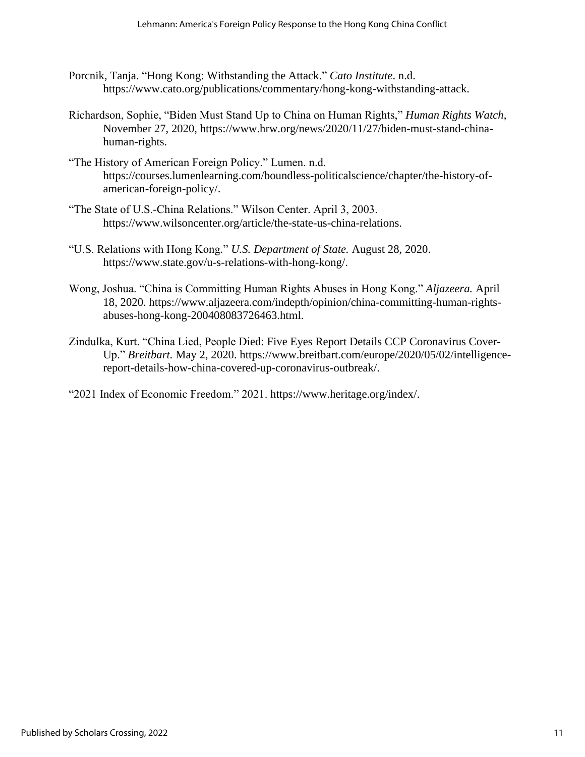Porcnik, Tanja. "Hong Kong: Withstanding the Attack." *Cato Institute*. n.d. https://www.cato.org/publications/commentary/hong-kong-withstanding-attack.

Richardson, Sophie, "Biden Must Stand Up to China on Human Rights," *Human Rights Watch*, November 27, 2020, https://www.hrw.org/news/2020/11/27/biden-must-stand-china-human-rights.

"The History of American Foreign Policy." Lumen. n.d. https://courses.lumenlearning.com/boundless-politicalscience/chapter/the-history-of-american-foreign-policy/.

"The State of U.S.-China Relations." Wilson Center. April 3, 2003. https://www.wilsoncenter.org/article/the-state-us-china-relations.

"U.S. Relations with Hong Kong." *U.S. Department of State.* August 28, 2020. https://www.state.gov/u-s-relations-with-hong-kong/.

Wong, Joshua. "China is Committing Human Rights Abuses in Hong Kong." *Aljazeera.* April 18, 2020. https://www.aljazeera.com/indepth/opinion/china-committing-human-rights-abuses-hong-kong-200408083726463.html.

Zindulka, Kurt. "China Lied, People Died: Five Eyes Report Details CCP Coronavirus Cover-Up." *Breitbart.* May 2, 2020. https://www.breitbart.com/europe/2020/05/02/intelligence-report-details-how-china-covered-up-coronavirus-outbreak/.

"2021 Index of Economic Freedom." 2021. https://www.heritage.org/index/.